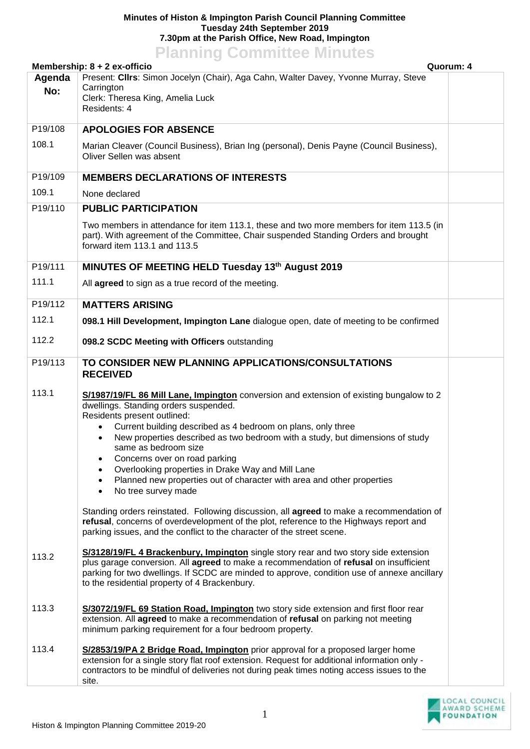**Minutes of Histon & Impington Parish Council Planning Committee**
**Tuesday 24th September 2019**
**7.30pm at the Parish Office, New Road, Impington**

# Planning Committee Minutes

**Membership: 8 + 2 ex-officio** **Quorum: 4**

| Agenda No: | Present: **Cllrs**: Simon Jocelyn (Chair), Aga Cahn, Walter Davey, Yvonne Murray, Steve Carrington<br>Clerk: Theresa King, Amelia Luck<br>Residents: 4 | |
|---|---|---|
| P19/108 | **APOLOGIES FOR ABSENCE** | |
| 108.1 | Marian Cleaver (Council Business), Brian Ing (personal), Denis Payne (Council Business), Oliver Sellen was absent | |
| P19/109 | **MEMBERS DECLARATIONS OF INTERESTS** | |
| 109.1 | None declared | |
| P19/110 | **PUBLIC PARTICIPATION**<br><br>Two members in attendance for item 113.1, these and two more members for item 113.5 (in part). With agreement of the Committee, Chair suspended Standing Orders and brought forward item 113.1 and 113.5 | |
| P19/111 | **MINUTES OF MEETING HELD Tuesday 13th August 2019** | |
| 111.1 | All **agreed** to sign as a true record of the meeting. | |
| P19/112 | **MATTERS ARISING** | |
| 112.1 | **098.1 Hill Development, Impington Lane** dialogue open, date of meeting to be confirmed | |
| 112.2 | **098.2 SCDC Meeting with Officers** outstanding | |
| P19/113 | **TO CONSIDER NEW PLANNING APPLICATIONS/CONSULTATIONS RECEIVED** | |
| 113.1 | **S/1987/19/FL 86 Mill Lane, Impington** conversion and extension of existing bungalow to 2 dwellings. Standing orders suspended.<br>Residents present outlined:<br>• Current building described as 4 bedroom on plans, only three<br>• New properties described as two bedroom with a study, but dimensions of study same as bedroom size<br>• Concerns over on road parking<br>• Overlooking properties in Drake Way and Mill Lane<br>• Planned new properties out of character with area and other properties<br>• No tree survey made<br><br>Standing orders reinstated. Following discussion, all **agreed** to make a recommendation of **refusal**, concerns of overdevelopment of the plot, reference to the Highways report and parking issues, and the conflict to the character of the street scene. | |
| 113.2 | **S/3128/19/FL 4 Brackenbury, Impington** single story rear and two story side extension plus garage conversion. All **agreed** to make a recommendation of **refusal** on insufficient parking for two dwellings. If SCDC are minded to approve, condition use of annexe ancillary to the residential property of 4 Brackenbury. | |
| 113.3 | **S/3072/19/FL 69 Station Road, Impington** two story side extension and first floor rear extension. All **agreed** to make a recommendation of **refusal** on parking not meeting minimum parking requirement for a four bedroom property. | |
| 113.4 | **S/2853/19/PA 2 Bridge Road, Impington** prior approval for a proposed larger home extension for a single story flat roof extension. Request for additional information only - contractors to be mindful of deliveries not during peak times noting access issues to the site. | |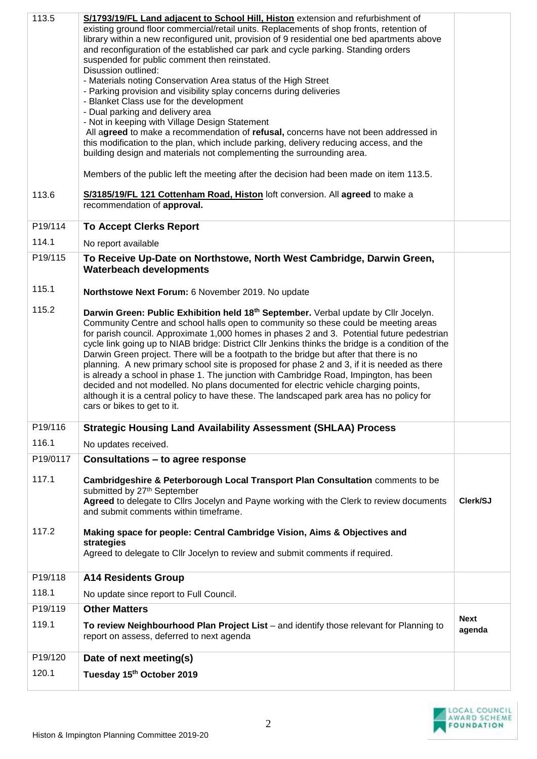| | | |
|---|---|---|
| 113.5 | **S/1793/19/FL Land adjacent to School Hill, Histon** extension and refurbishment of existing ground floor commercial/retail units. Replacements of shop fronts, retention of library within a new reconfigured unit, provision of 9 residential one bed apartments above and reconfiguration of the established car park and cycle parking. Standing orders suspended for public comment then reinstated.<br>Disussion outlined:<br>- Materials noting Conservation Area status of the High Street<br>- Parking provision and visibility splay concerns during deliveries<br>- Blanket Class use for the development<br>- Dual parking and delivery area<br>- Not in keeping with Village Design Statement<br>All a**greed** to make a recommendation of **refusal,** concerns have not been addressed in this modification to the plan, which include parking, delivery reducing access, and the building design and materials not complementing the surrounding area.<br><br>Members of the public left the meeting after the decision had been made on item 113.5. | |
| 113.6 | **S/3185/19/FL 121 Cottenham Road, Histon** loft conversion. All **agreed** to make a recommendation of **approval.** | |
| P19/114 | **To Accept Clerks Report** | |
| 114.1 | No report available | |
| P19/115 | **To Receive Up-Date on Northstowe, North West Cambridge, Darwin Green, Waterbeach developments** | |
| 115.1 | **Northstowe Next Forum:** 6 November 2019. No update | |
| 115.2 | **Darwin Green: Public Exhibition held 18th September.** Verbal update by Cllr Jocelyn. Community Centre and school halls open to community so these could be meeting areas for parish council. Approximate 1,000 homes in phases 2 and 3. Potential future pedestrian cycle link going up to NIAB bridge: District Cllr Jenkins thinks the bridge is a condition of the Darwin Green project. There will be a footpath to the bridge but after that there is no planning. A new primary school site is proposed for phase 2 and 3, if it is needed as there is already a school in phase 1. The junction with Cambridge Road, Impington, has been decided and not modelled. No plans documented for electric vehicle charging points, although it is a central policy to have these. The landscaped park area has no policy for cars or bikes to get to it. | |
| P19/116 | **Strategic Housing Land Availability Assessment (SHLAA) Process** | |
| 116.1 | No updates received. | |
| P19/0117 | **Consultations – to agree response** | |
| 117.1 | **Cambridgeshire & Peterborough Local Transport Plan Consultation** comments to be submitted by 27th September<br>**Agreed** to delegate to Cllrs Jocelyn and Payne working with the Clerk to review documents and submit comments within timeframe. | **Clerk/SJ** |
| 117.2 | **Making space for people: Central Cambridge Vision, Aims & Objectives and strategies**<br>Agreed to delegate to Cllr Jocelyn to review and submit comments if required. | |
| P19/118 | **A14 Residents Group** | |
| 118.1 | No update since report to Full Council. | |
| P19/119 | **Other Matters** | |
| 119.1 | **To review Neighbourhood Plan Project List** – and identify those relevant for Planning to report on assess, deferred to next agenda | **Next agenda** |
| P19/120 | **Date of next meeting(s)** | |
| 120.1 | **Tuesday 15th October 2019** | |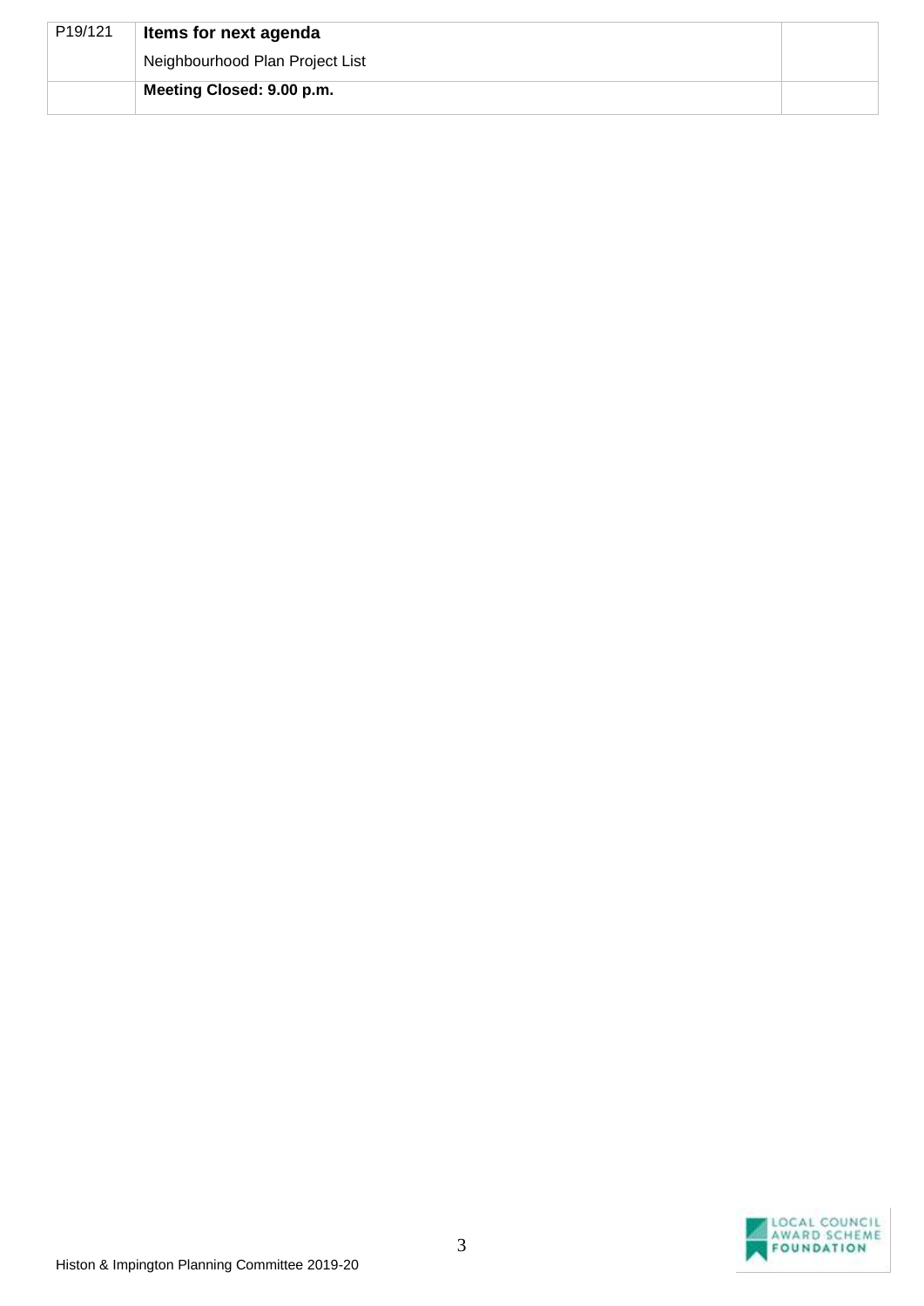| | | |
|---|---|---|
| P19/121 | **Items for next agenda**<br>Neighbourhood Plan Project List | |
| | **Meeting Closed: 9.00 p.m.** | |